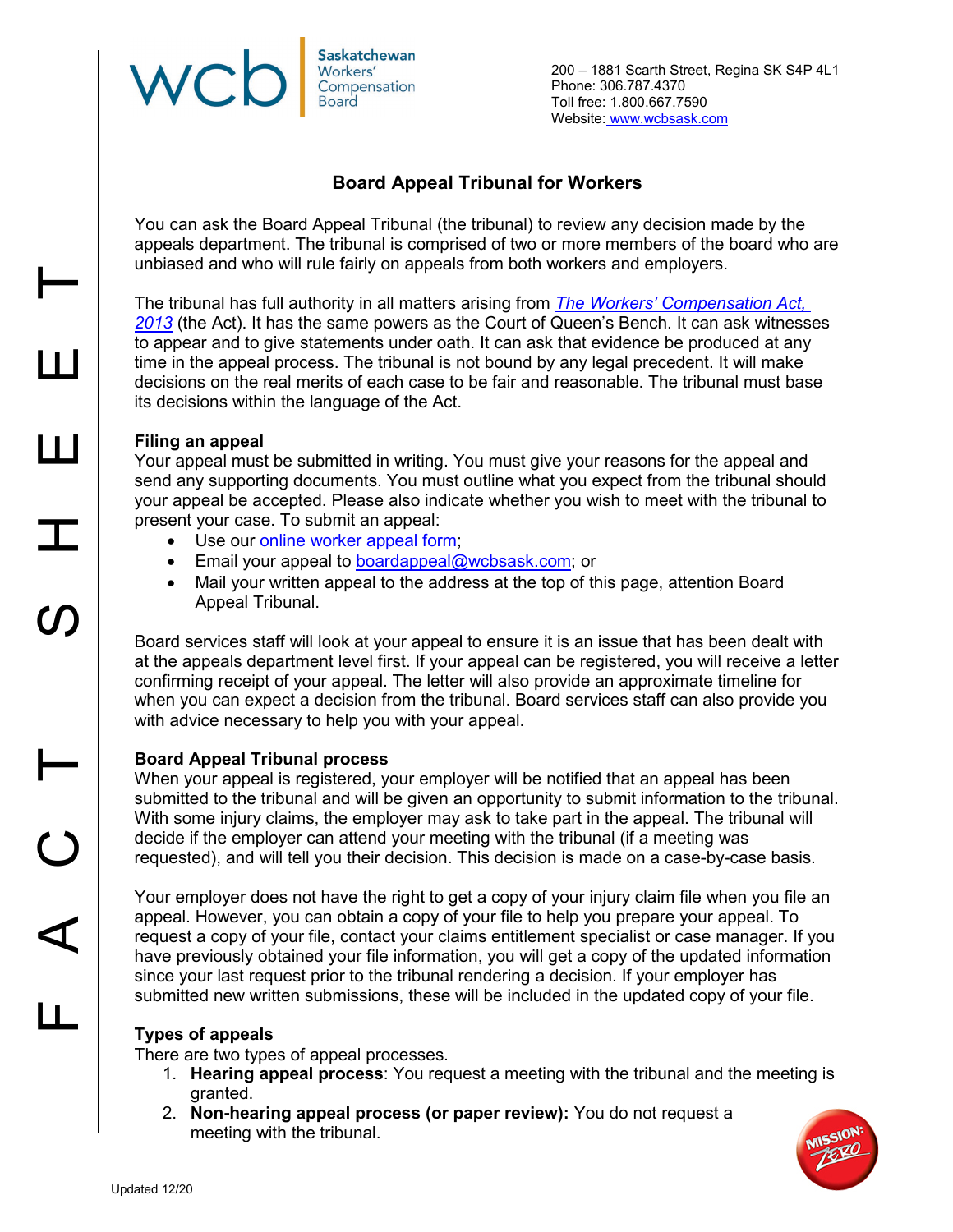**Saskatchewan Workers' Compensation Board**

200 – 1881 Scarth Street, Regina SK S4P 4L1
Phone: 306.787.4370
Toll free: 1.800.667.7590
Website: www.wcbsask.com

# Board Appeal Tribunal for Workers

You can ask the Board Appeal Tribunal (the tribunal) to review any decision made by the appeals department. The tribunal is comprised of two or more members of the board who are unbiased and who will rule fairly on appeals from both workers and employers.

The tribunal has full authority in all matters arising from *The Workers' Compensation Act, 2013* (the Act). It has the same powers as the Court of Queen's Bench. It can ask witnesses to appear and to give statements under oath. It can ask that evidence be produced at any time in the appeal process. The tribunal is not bound by any legal precedent. It will make decisions on the real merits of each case to be fair and reasonable. The tribunal must base its decisions within the language of the Act.

### Filing an appeal

Your appeal must be submitted in writing. You must give your reasons for the appeal and send any supporting documents. You must outline what you expect from the tribunal should your appeal be accepted. Please also indicate whether you wish to meet with the tribunal to present your case. To submit an appeal:

- Use our online worker appeal form;
- Email your appeal to boardappeal@wcbsask.com; or
- Mail your written appeal to the address at the top of this page, attention Board Appeal Tribunal.

Board services staff will look at your appeal to ensure it is an issue that has been dealt with at the appeals department level first. If your appeal can be registered, you will receive a letter confirming receipt of your appeal. The letter will also provide an approximate timeline for when you can expect a decision from the tribunal. Board services staff can also provide you with advice necessary to help you with your appeal.

### Board Appeal Tribunal process

When your appeal is registered, your employer will be notified that an appeal has been submitted to the tribunal and will be given an opportunity to submit information to the tribunal. With some injury claims, the employer may ask to take part in the appeal. The tribunal will decide if the employer can attend your meeting with the tribunal (if a meeting was requested), and will tell you their decision. This decision is made on a case-by-case basis.

Your employer does not have the right to get a copy of your injury claim file when you file an appeal. However, you can obtain a copy of your file to help you prepare your appeal. To request a copy of your file, contact your claims entitlement specialist or case manager. If you have previously obtained your file information, you will get a copy of the updated information since your last request prior to the tribunal rendering a decision. If your employer has submitted new written submissions, these will be included in the updated copy of your file.

### Types of appeals

There are two types of appeal processes.

1. **Hearing appeal process**: You request a meeting with the tribunal and the meeting is granted.
2. **Non-hearing appeal process (or paper review):** You do not request a meeting with the tribunal.

Updated 12/20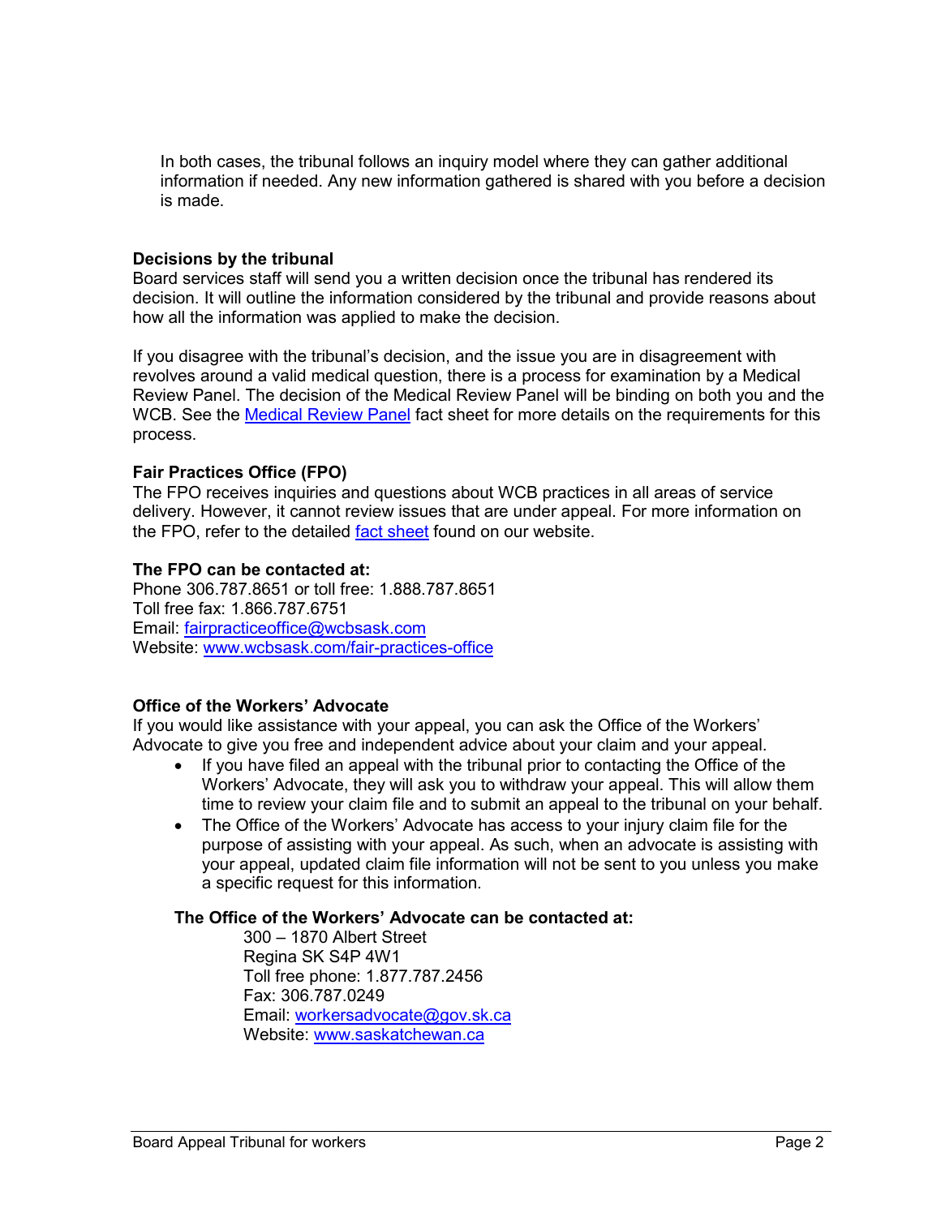In both cases, the tribunal follows an inquiry model where they can gather additional information if needed. Any new information gathered is shared with you before a decision is made.

**Decisions by the tribunal**

Board services staff will send you a written decision once the tribunal has rendered its decision. It will outline the information considered by the tribunal and provide reasons about how all the information was applied to make the decision.

If you disagree with the tribunal's decision, and the issue you are in disagreement with revolves around a valid medical question, there is a process for examination by a Medical Review Panel. The decision of the Medical Review Panel will be binding on both you and the WCB. See the Medical Review Panel fact sheet for more details on the requirements for this process.

**Fair Practices Office (FPO)**

The FPO receives inquiries and questions about WCB practices in all areas of service delivery. However, it cannot review issues that are under appeal. For more information on the FPO, refer to the detailed fact sheet found on our website.

**The FPO can be contacted at:**

Phone 306.787.8651 or toll free: 1.888.787.8651
Toll free fax: 1.866.787.6751
Email: fairpracticeoffice@wcbsask.com
Website: www.wcbsask.com/fair-practices-office

**Office of the Workers' Advocate**

If you would like assistance with your appeal, you can ask the Office of the Workers' Advocate to give you free and independent advice about your claim and your appeal.

- If you have filed an appeal with the tribunal prior to contacting the Office of the Workers' Advocate, they will ask you to withdraw your appeal. This will allow them time to review your claim file and to submit an appeal to the tribunal on your behalf.
- The Office of the Workers' Advocate has access to your injury claim file for the purpose of assisting with your appeal. As such, when an advocate is assisting with your appeal, updated claim file information will not be sent to you unless you make a specific request for this information.

**The Office of the Workers' Advocate can be contacted at:**

300 – 1870 Albert Street
Regina SK S4P 4W1
Toll free phone: 1.877.787.2456
Fax: 306.787.0249
Email: workersadvocate@gov.sk.ca
Website: www.saskatchewan.ca